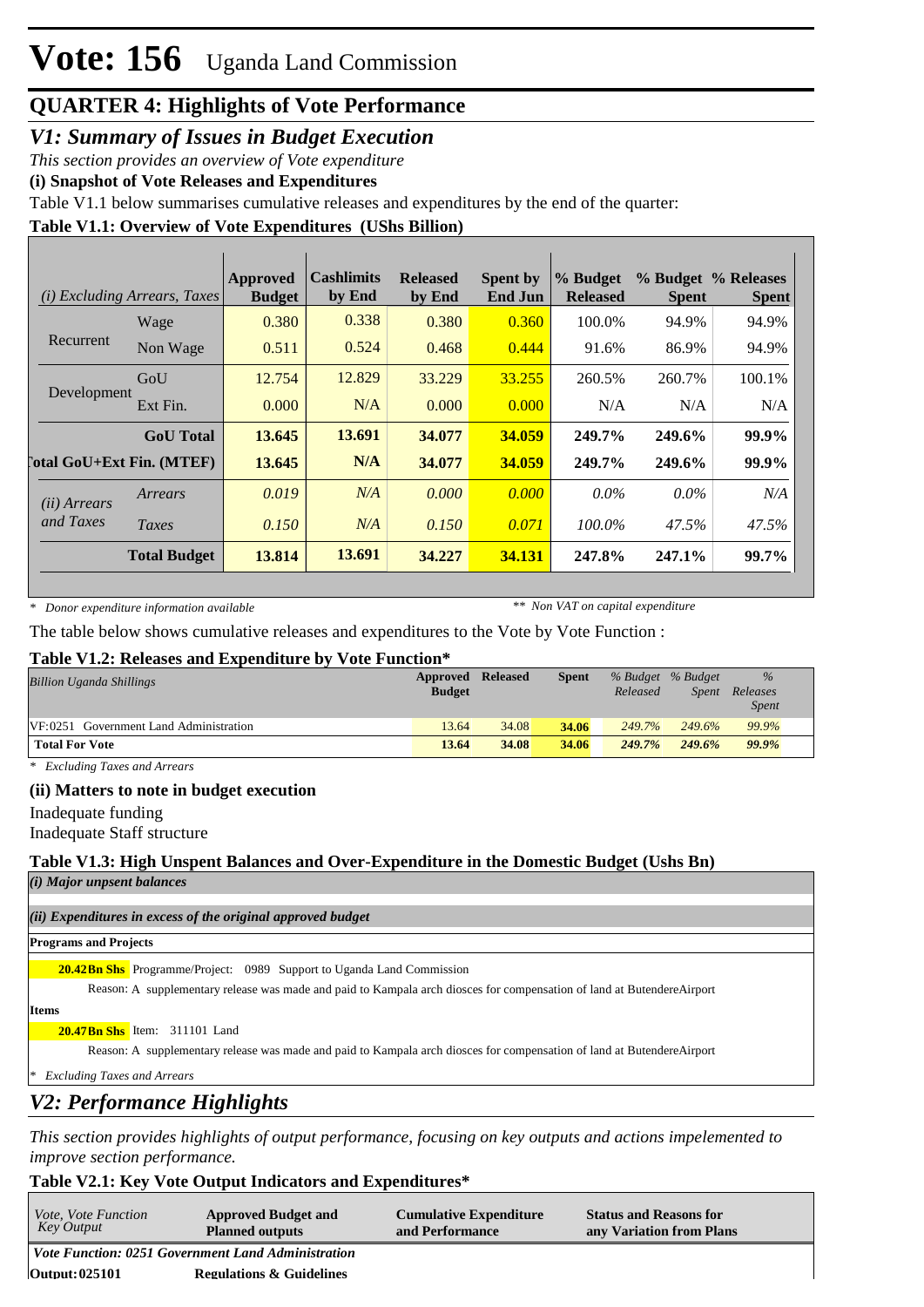# Vote: 156 Uganda Land Commission

## QUARTER 4: Highlights of Vote Performance

## *V1: Summary of Issues in Budget Execution*

*This section provides an overview of Vote expenditure*

**(i) Snapshot of Vote Releases and Expenditures**

Table V1.1 below summarises cumulative releases and expenditures by the end of the quarter:

**Table V1.1: Overview of Vote Expenditures (UShs Billion)**

| *(i) Excluding Arrears, Taxes* | | Approved Budget | Cashlimits by End | Released by End | Spent by End Jun | % Budget Released | % Budget Spent | % Releases Spent |
|---|---|---|---|---|---|---|---|---|
| Recurrent | Wage | 0.380 | 0.338 | 0.380 | 0.360 | 100.0% | 94.9% | 94.9% |
| | Non Wage | 0.511 | 0.524 | 0.468 | 0.444 | 91.6% | 86.9% | 94.9% |
| Development | GoU | 12.754 | 12.829 | 33.229 | 33.255 | 260.5% | 260.7% | 100.1% |
| | Ext Fin. | 0.000 | N/A | 0.000 | 0.000 | N/A | N/A | N/A |
| | **GoU Total** | **13.645** | **13.691** | **34.077** | **34.059** | **249.7%** | **249.6%** | **99.9%** |
| **Total GoU+Ext Fin. (MTEF)** | | **13.645** | **N/A** | **34.077** | **34.059** | **249.7%** | **249.6%** | **99.9%** |
| *(ii) Arrears and Taxes* | *Arrears* | *0.019* | *N/A* | *0.000* | *0.000* | *0.0%* | *0.0%* | *N/A* |
| | *Taxes* | *0.150* | *N/A* | *0.150* | *0.071* | *100.0%* | *47.5%* | *47.5%* |
| | **Total Budget** | **13.814** | **13.691** | **34.227** | **34.131** | **247.8%** | **247.1%** | **99.7%** |

\* *Donor expenditure information available* ** *Non VAT on capital expenditure*

The table below shows cumulative releases and expenditures to the Vote by Vote Function :

**Table V1.2: Releases and Expenditure by Vote Function***

| *Billion Uganda Shillings* | Approved Budget | Released | Spent | *% Budget Released* | *% Budget Spent* | *% Releases Spent* |
|---|---|---|---|---|---|---|
| VF:0251 Government Land Administration | 13.64 | 34.08 | **34.06** | *249.7%* | *249.6%* | *99.9%* |
| **Total For Vote** | **13.64** | **34.08** | **34.06** | ***249.7%*** | ***249.6%*** | ***99.9%*** |

\* *Excluding Taxes and Arrears*

**(ii) Matters to note in budget execution**

Inadequate funding

Inadequate Staff structure

**Table V1.3: High Unspent Balances and Over-Expenditure in the Domestic Budget (Ushs Bn)**

***(i) Major unpsent balances***

***(ii) Expenditures in excess of the original approved budget***

**Programs and Projects**

**20.42Bn Shs** Programme/Project: 0989 Support to Uganda Land Commission

Reason: A supplementary release was made and paid to Kampala arch diosces for compensation of land at ButendereAirport

**Items**

**20.47Bn Shs** Item: 311101 Land

Reason: A supplementary release was made and paid to Kampala arch diosces for compensation of land at ButendereAirport

\* *Excluding Taxes and Arrears*

## *V2: Performance Highlights*

*This section provides highlights of output performance, focusing on key outputs and actions impelemented to improve section performance.*

**Table V2.1: Key Vote Output Indicators and Expenditures***

| *Vote, Vote Function Key Output* | Approved Budget and Planned outputs | Cumulative Expenditure and Performance | Status and Reasons for any Variation from Plans |
|---|---|---|---|
| ***Vote Function: 0251 Government Land Administration*** | | | |
| **Output: 025101** | **Regulations & Guidelines** | | |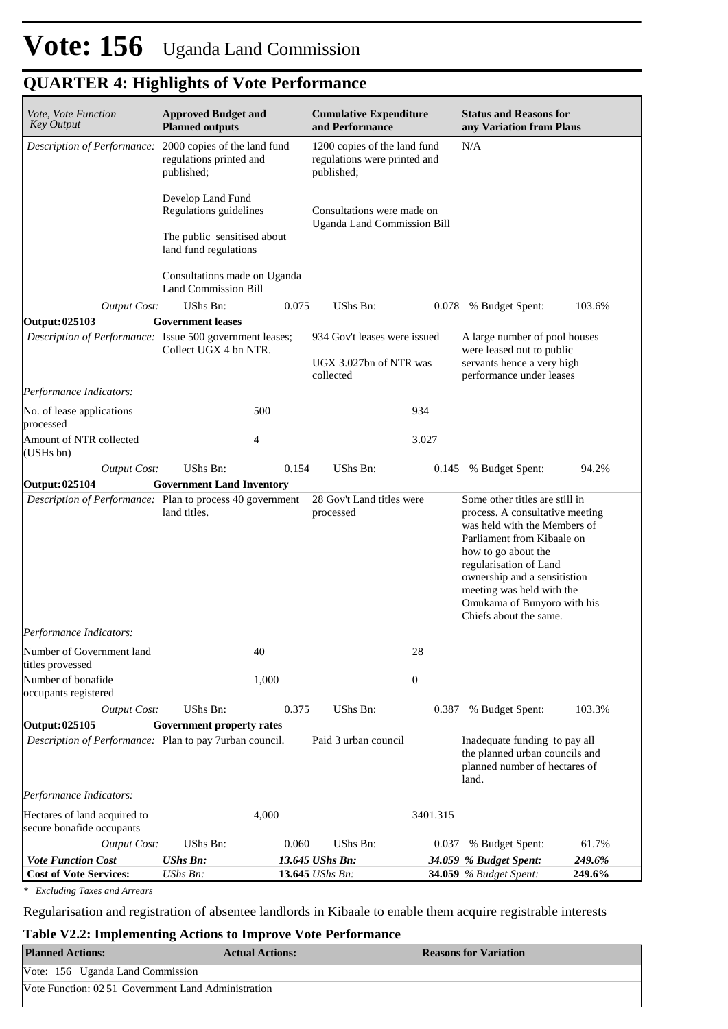# Vote: 156 Uganda Land Commission

## QUARTER 4: Highlights of Vote Performance

| *Vote, Vote Function Key Output* | **Approved Budget and Planned outputs** | | **Cumulative Expenditure and Performance** | | **Status and Reasons for any Variation from Plans** | |
|---|---|---|---|---|---|---|
| *Description of Performance:* | 2000 copies of the land fund regulations printed and published;<br><br>Develop Land Fund Regulations guidelines<br><br>The public sensitised about land fund regulations<br><br>Consultations made on Uganda Land Commission Bill | | 1200 copies of the land fund regulations were printed and published;<br><br>Consultations were made on Uganda Land Commission Bill | | N/A | |
| *Output Cost:* | UShs Bn: | 0.075 | UShs Bn: | 0.078 | % Budget Spent: | 103.6% |
| **Output: 025103** | **Government leases** | | | | | |
| *Description of Performance:* | Issue 500 government leases; Collect UGX 4 bn NTR. | | 934 Gov't leases were issued<br><br>UGX 3.027bn of NTR was collected | | A large number of pool houses were leased out to public servants hence a very high performance under leases | |
| *Performance Indicators:* | | | | | | |
| No. of lease applications processed | | 500 | | 934 | | |
| Amount of NTR collected (USHs bn) | | 4 | | 3.027 | | |
| *Output Cost:* | UShs Bn: | 0.154 | UShs Bn: | 0.145 | % Budget Spent: | 94.2% |
| **Output: 025104** | **Government Land Inventory** | | | | | |
| *Description of Performance:* | Plan to process 40 government land titles. | | 28 Gov't Land titles were processed | | Some other titles are still in process. A consultative meeting was held with the Members of Parliament from Kibaale on how to go about the regularisation of Land ownership and a sensitistion meeting was held with the Omukama of Bunyoro with his Chiefs about the same. | |
| *Performance Indicators:* | | | | | | |
| Number of Government land titles provessed | | 40 | | 28 | | |
| Number of bonafide occupants registered | | 1,000 | | 0 | | |
| *Output Cost:* | UShs Bn: | 0.375 | UShs Bn: | 0.387 | % Budget Spent: | 103.3% |
| **Output: 025105** | **Government property rates** | | | | | |
| *Description of Performance:* | Plan to pay 7urban council. | | Paid 3 urban council | | Inadequate funding to pay all the planned urban councils and planned number of hectares of land. | |
| *Performance Indicators:* | | | | | | |
| Hectares of land acquired to secure bonafide occupants | | 4,000 | | 3401.315 | | |
| *Output Cost:* | UShs Bn: | 0.060 | UShs Bn: | 0.037 | % Budget Spent: | 61.7% |
| ***Vote Function Cost*** | ***UShs Bn:*** | ***13.645*** | ***UShs Bn:*** | ***34.059*** | ***% Budget Spent:*** | ***249.6%*** |
| **Cost of Vote Services:** | *UShs Bn:* | **13.645** | *UShs Bn:* | **34.059** | *% Budget Spent:* | **249.6%** |

*\* Excluding Taxes and Arrears*

Regularisation and registration of absentee landlords in Kibaale to enable them acquire registrable interests

**Table V2.2: Implementing Actions to Improve Vote Performance**

| **Planned Actions:** | **Actual Actions:** | **Reasons for Variation** |
|---|---|---|
| Vote: 156 Uganda Land Commission | | |
| Vote Function: 02 51 Government Land Administration | | |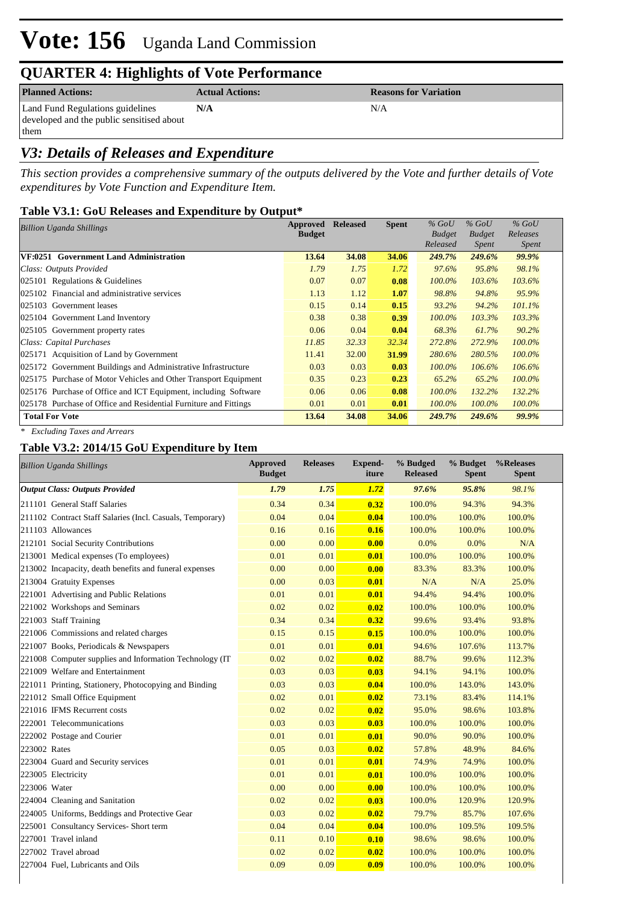# Vote: 156 Uganda Land Commission

## QUARTER 4: Highlights of Vote Performance

| Planned Actions: | Actual Actions: | Reasons for Variation |
|---|---|---|
| Land Fund Regulations guidelines developed and the public sensitised about them | N/A | N/A |

## V3: Details of Releases and Expenditure

*This section provides a comprehensive summary of the outputs delivered by the Vote and further details of Vote expenditures by Vote Function and Expenditure Item.*

### Table V3.1: GoU Releases and Expenditure by Output*

| *Billion Uganda Shillings* | Approved Budget | Released | Spent | *% GoU Budget Released* | *% GoU Budget Spent* | *% GoU Releases Spent* |
|---|---|---|---|---|---|---|
| **VF:0251 Government Land Administration** | **13.64** | **34.08** | **34.06** | ***249.7%*** | ***249.6%*** | ***99.9%*** |
| *Class: Outputs Provided* | *1.79* | *1.75* | *1.72* | *97.6%* | *95.8%* | *98.1%* |
| 025101 Regulations & Guidelines | 0.07 | 0.07 | **0.08** | *100.0%* | *103.6%* | *103.6%* |
| 025102 Financial and administrative services | 1.13 | 1.12 | **1.07** | *98.8%* | *94.8%* | *95.9%* |
| 025103 Government leases | 0.15 | 0.14 | **0.15** | *93.2%* | *94.2%* | *101.1%* |
| 025104 Government Land Inventory | 0.38 | 0.38 | **0.39** | *100.0%* | *103.3%* | *103.3%* |
| 025105 Government property rates | 0.06 | 0.04 | **0.04** | *68.3%* | *61.7%* | *90.2%* |
| *Class: Capital Purchases* | *11.85* | *32.33* | *32.34* | *272.8%* | *272.9%* | *100.0%* |
| 025171 Acquisition of Land by Government | 11.41 | 32.00 | **31.99** | *280.6%* | *280.5%* | *100.0%* |
| 025172 Government Buildings and Administrative Infrastructure | 0.03 | 0.03 | **0.03** | *100.0%* | *106.6%* | *106.6%* |
| 025175 Purchase of Motor Vehicles and Other Transport Equipment | 0.35 | 0.23 | **0.23** | *65.2%* | *65.2%* | *100.0%* |
| 025176 Purchase of Office and ICT Equipment, including Software | 0.06 | 0.06 | **0.08** | *100.0%* | *132.2%* | *132.2%* |
| 025178 Purchase of Office and Residential Furniture and Fittings | 0.01 | 0.01 | **0.01** | *100.0%* | *100.0%* | *100.0%* |
| **Total For Vote** | **13.64** | **34.08** | **34.06** | ***249.7%*** | ***249.6%*** | ***99.9%*** |

*\* Excluding Taxes and Arrears*

### Table V3.2: 2014/15 GoU Expenditure by Item

| *Billion Uganda Shillings* | Approved Budget | Releases | Expend-iture | % Budged Released | % Budget Spent | %Releases Spent |
|---|---|---|---|---|---|---|
| ***Output Class: Outputs Provided*** | ***1.79*** | ***1.75*** | ***1.72*** | ***97.6%*** | ***95.8%*** | *98.1%* |
| 211101 General Staff Salaries | 0.34 | 0.34 | **0.32** | 100.0% | 94.3% | 94.3% |
| 211102 Contract Staff Salaries (Incl. Casuals, Temporary) | 0.04 | 0.04 | **0.04** | 100.0% | 100.0% | 100.0% |
| 211103 Allowances | 0.16 | 0.16 | **0.16** | 100.0% | 100.0% | 100.0% |
| 212101 Social Security Contributions | 0.00 | 0.00 | **0.00** | 0.0% | 0.0% | N/A |
| 213001 Medical expenses (To employees) | 0.01 | 0.01 | **0.01** | 100.0% | 100.0% | 100.0% |
| 213002 Incapacity, death benefits and funeral expenses | 0.00 | 0.00 | **0.00** | 83.3% | 83.3% | 100.0% |
| 213004 Gratuity Expenses | 0.00 | 0.03 | **0.01** | N/A | N/A | 25.0% |
| 221001 Advertising and Public Relations | 0.01 | 0.01 | **0.01** | 94.4% | 94.4% | 100.0% |
| 221002 Workshops and Seminars | 0.02 | 0.02 | **0.02** | 100.0% | 100.0% | 100.0% |
| 221003 Staff Training | 0.34 | 0.34 | **0.32** | 99.6% | 93.4% | 93.8% |
| 221006 Commissions and related charges | 0.15 | 0.15 | **0.15** | 100.0% | 100.0% | 100.0% |
| 221007 Books, Periodicals & Newspapers | 0.01 | 0.01 | **0.01** | 94.6% | 107.6% | 113.7% |
| 221008 Computer supplies and Information Technology (IT | 0.02 | 0.02 | **0.02** | 88.7% | 99.6% | 112.3% |
| 221009 Welfare and Entertainment | 0.03 | 0.03 | **0.03** | 94.1% | 94.1% | 100.0% |
| 221011 Printing, Stationery, Photocopying and Binding | 0.03 | 0.03 | **0.04** | 100.0% | 143.0% | 143.0% |
| 221012 Small Office Equipment | 0.02 | 0.01 | **0.02** | 73.1% | 83.4% | 114.1% |
| 221016 IFMS Recurrent costs | 0.02 | 0.02 | **0.02** | 95.0% | 98.6% | 103.8% |
| 222001 Telecommunications | 0.03 | 0.03 | **0.03** | 100.0% | 100.0% | 100.0% |
| 222002 Postage and Courier | 0.01 | 0.01 | **0.01** | 90.0% | 90.0% | 100.0% |
| 223002 Rates | 0.05 | 0.03 | **0.02** | 57.8% | 48.9% | 84.6% |
| 223004 Guard and Security services | 0.01 | 0.01 | **0.01** | 74.9% | 74.9% | 100.0% |
| 223005 Electricity | 0.01 | 0.01 | **0.01** | 100.0% | 100.0% | 100.0% |
| 223006 Water | 0.00 | 0.00 | **0.00** | 100.0% | 100.0% | 100.0% |
| 224004 Cleaning and Sanitation | 0.02 | 0.02 | **0.03** | 100.0% | 120.9% | 120.9% |
| 224005 Uniforms, Beddings and Protective Gear | 0.03 | 0.02 | **0.02** | 79.7% | 85.7% | 107.6% |
| 225001 Consultancy Services- Short term | 0.04 | 0.04 | **0.04** | 100.0% | 109.5% | 109.5% |
| 227001 Travel inland | 0.11 | 0.10 | **0.10** | 98.6% | 98.6% | 100.0% |
| 227002 Travel abroad | 0.02 | 0.02 | **0.02** | 100.0% | 100.0% | 100.0% |
| 227004 Fuel, Lubricants and Oils | 0.09 | 0.09 | **0.09** | 100.0% | 100.0% | 100.0% |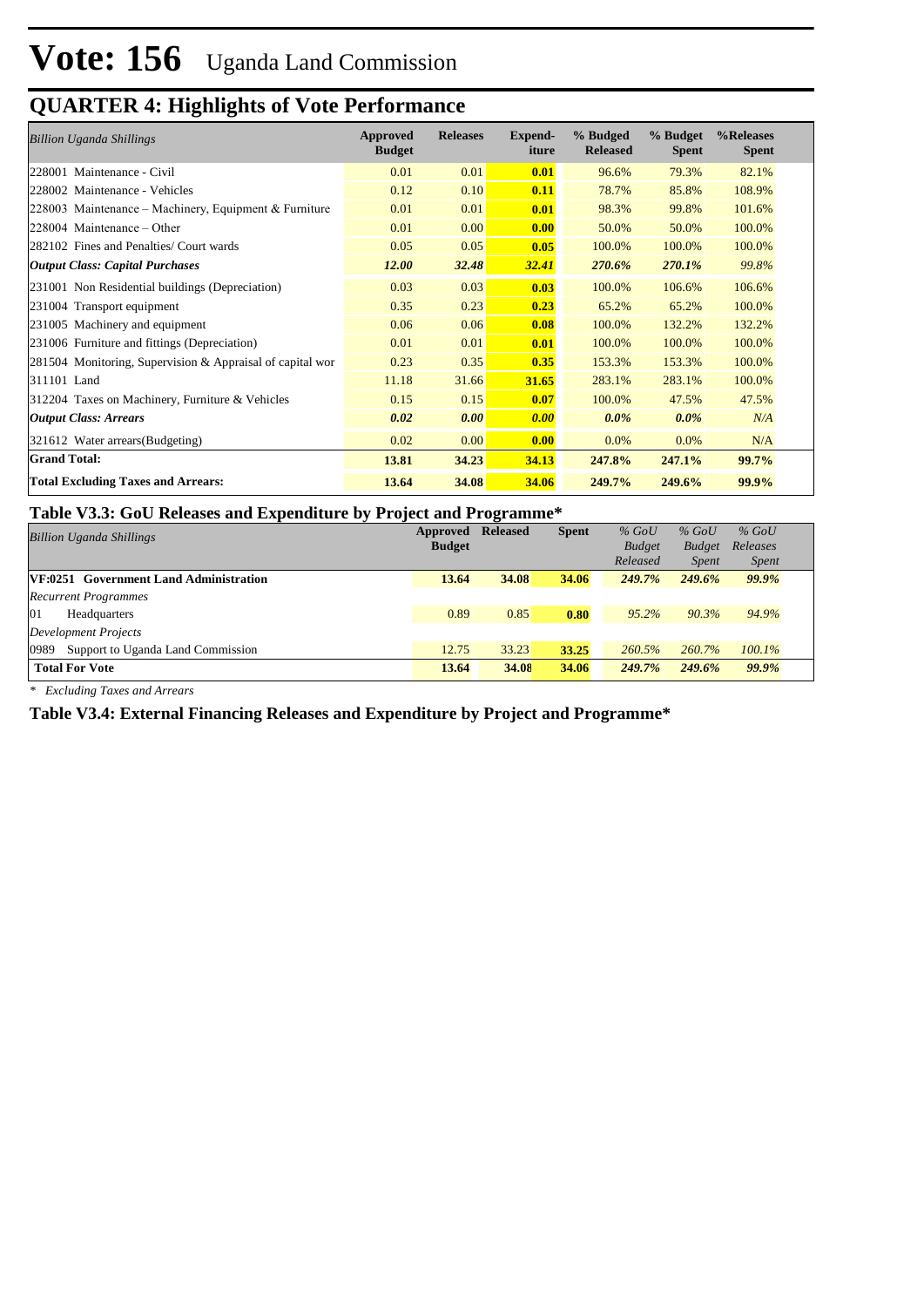# Vote: 156 Uganda Land Commission

## QUARTER 4: Highlights of Vote Performance

| *Billion Uganda Shillings* | Approved Budget | Releases | Expend-iture | % Budged Released | % Budget Spent | %Releases Spent |
|---|---|---|---|---|---|---|
| 228001 Maintenance - Civil | 0.01 | 0.01 | 0.01 | 96.6% | 79.3% | 82.1% |
| 228002 Maintenance - Vehicles | 0.12 | 0.10 | 0.11 | 78.7% | 85.8% | 108.9% |
| 228003 Maintenance – Machinery, Equipment & Furniture | 0.01 | 0.01 | 0.01 | 98.3% | 99.8% | 101.6% |
| 228004 Maintenance – Other | 0.01 | 0.00 | 0.00 | 50.0% | 50.0% | 100.0% |
| 282102 Fines and Penalties/ Court wards | 0.05 | 0.05 | 0.05 | 100.0% | 100.0% | 100.0% |
| ***Output Class: Capital Purchases*** | ***12.00*** | ***32.48*** | ***32.41*** | ***270.6%*** | ***270.1%*** | *99.8%* |
| 231001 Non Residential buildings (Depreciation) | 0.03 | 0.03 | 0.03 | 100.0% | 106.6% | 106.6% |
| 231004 Transport equipment | 0.35 | 0.23 | 0.23 | 65.2% | 65.2% | 100.0% |
| 231005 Machinery and equipment | 0.06 | 0.06 | 0.08 | 100.0% | 132.2% | 132.2% |
| 231006 Furniture and fittings (Depreciation) | 0.01 | 0.01 | 0.01 | 100.0% | 100.0% | 100.0% |
| 281504 Monitoring, Supervision & Appraisal of capital wor | 0.23 | 0.35 | 0.35 | 153.3% | 153.3% | 100.0% |
| 311101 Land | 11.18 | 31.66 | 31.65 | 283.1% | 283.1% | 100.0% |
| 312204 Taxes on Machinery, Furniture & Vehicles | 0.15 | 0.15 | 0.07 | 100.0% | 47.5% | 47.5% |
| ***Output Class: Arrears*** | ***0.02*** | ***0.00*** | ***0.00*** | ***0.0%*** | ***0.0%*** | *N/A* |
| 321612 Water arrears(Budgeting) | 0.02 | 0.00 | 0.00 | 0.0% | 0.0% | N/A |
| **Grand Total:** | **13.81** | **34.23** | **34.13** | **247.8%** | **247.1%** | **99.7%** |
| **Total Excluding Taxes and Arrears:** | **13.64** | **34.08** | **34.06** | **249.7%** | **249.6%** | **99.9%** |

### Table V3.3: GoU Releases and Expenditure by Project and Programme*

| *Billion Uganda Shillings* | Approved Budget | Released | Spent | *% GoU Budget Released* | *% GoU Budget Spent* | *% GoU Releases Spent* |
|---|---|---|---|---|---|---|
| **VF:0251 Government Land Administration** | **13.64** | **34.08** | **34.06** | ***249.7%*** | ***249.6%*** | ***99.9%*** |
| *Recurrent Programmes* | | | | | | |
| 01 Headquarters | 0.89 | 0.85 | 0.80 | *95.2%* | *90.3%* | *94.9%* |
| *Development Projects* | | | | | | |
| 0989 Support to Uganda Land Commission | 12.75 | 33.23 | 33.25 | *260.5%* | *260.7%* | *100.1%* |
| **Total For Vote** | **13.64** | **34.08** | **34.06** | ***249.7%*** | ***249.6%*** | ***99.9%*** |

*\* Excluding Taxes and Arrears*

### Table V3.4: External Financing Releases and Expenditure by Project and Programme*